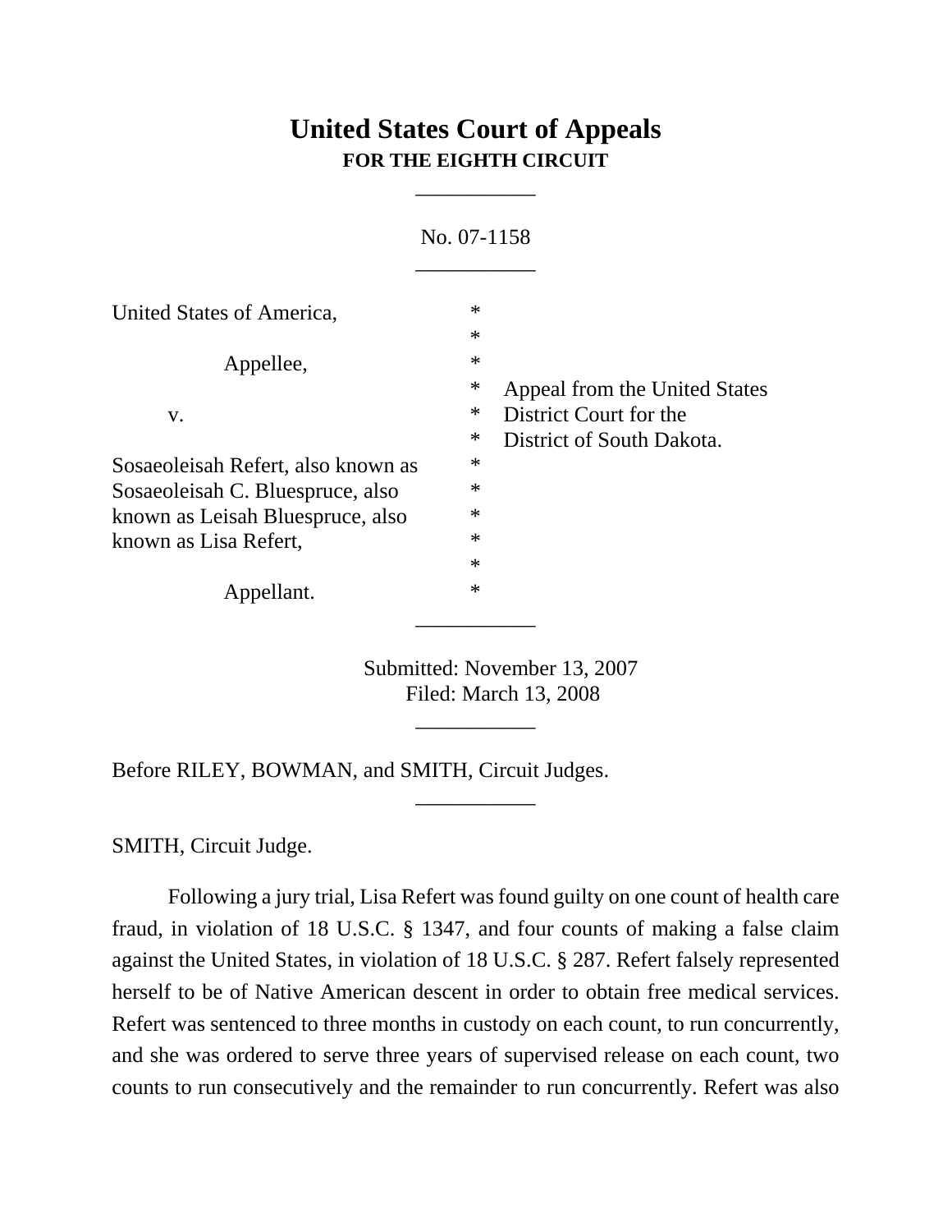# United States Court of Appeals
**FOR THE EIGHTH CIRCUIT**

___________

No. 07-1158

___________

| | | |
|---|---|---|
| United States of America, | * | |
| | * | |
| Appellee, | * | |
| | * | Appeal from the United States |
| v. | * | District Court for the |
| | * | District of South Dakota. |
| Sosaeoleisah Refert, also known as | * | |
| Sosaeoleisah C. Bluespruce, also | * | |
| known as Leisah Bluespruce, also | * | |
| known as Lisa Refert, | * | |
| | * | |
| Appellant. | * | |

___________

Submitted: November 13, 2007
Filed: March 13, 2008

___________

Before RILEY, BOWMAN, and SMITH, Circuit Judges.

___________

SMITH, Circuit Judge.

Following a jury trial, Lisa Refert was found guilty on one count of health care fraud, in violation of 18 U.S.C. § 1347, and four counts of making a false claim against the United States, in violation of 18 U.S.C. § 287. Refert falsely represented herself to be of Native American descent in order to obtain free medical services. Refert was sentenced to three months in custody on each count, to run concurrently, and she was ordered to serve three years of supervised release on each count, two counts to run consecutively and the remainder to run concurrently. Refert was also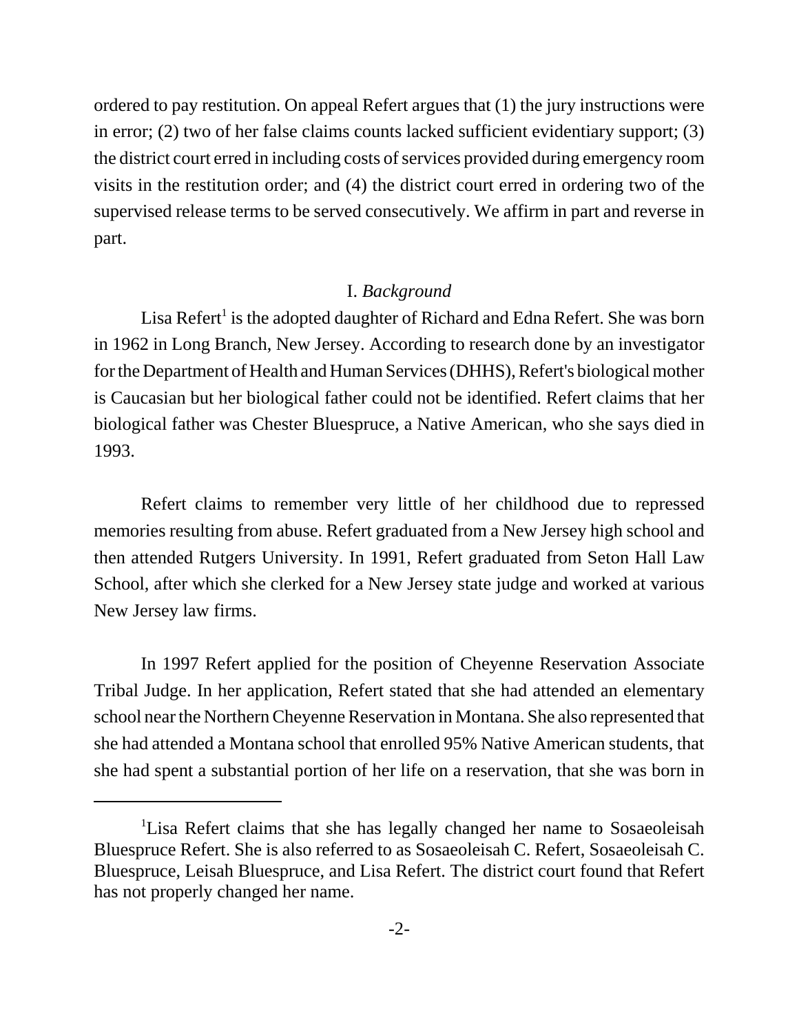ordered to pay restitution. On appeal Refert argues that (1) the jury instructions were in error; (2) two of her false claims counts lacked sufficient evidentiary support; (3) the district court erred in including costs of services provided during emergency room visits in the restitution order; and (4) the district court erred in ordering two of the supervised release terms to be served consecutively. We affirm in part and reverse in part.

## I. *Background*

Lisa Refert[1] is the adopted daughter of Richard and Edna Refert. She was born in 1962 in Long Branch, New Jersey. According to research done by an investigator for the Department of Health and Human Services (DHHS), Refert's biological mother is Caucasian but her biological father could not be identified. Refert claims that her biological father was Chester Bluespruce, a Native American, who she says died in 1993.

Refert claims to remember very little of her childhood due to repressed memories resulting from abuse. Refert graduated from a New Jersey high school and then attended Rutgers University. In 1991, Refert graduated from Seton Hall Law School, after which she clerked for a New Jersey state judge and worked at various New Jersey law firms.

In 1997 Refert applied for the position of Cheyenne Reservation Associate Tribal Judge. In her application, Refert stated that she had attended an elementary school near the Northern Cheyenne Reservation in Montana. She also represented that she had attended a Montana school that enrolled 95% Native American students, that she had spent a substantial portion of her life on a reservation, that she was born in

---

[1]Lisa Refert claims that she has legally changed her name to Sosaeoleisah Bluespruce Refert. She is also referred to as Sosaeoleisah C. Refert, Sosaeoleisah C. Bluespruce, Leisah Bluespruce, and Lisa Refert. The district court found that Refert has not properly changed her name.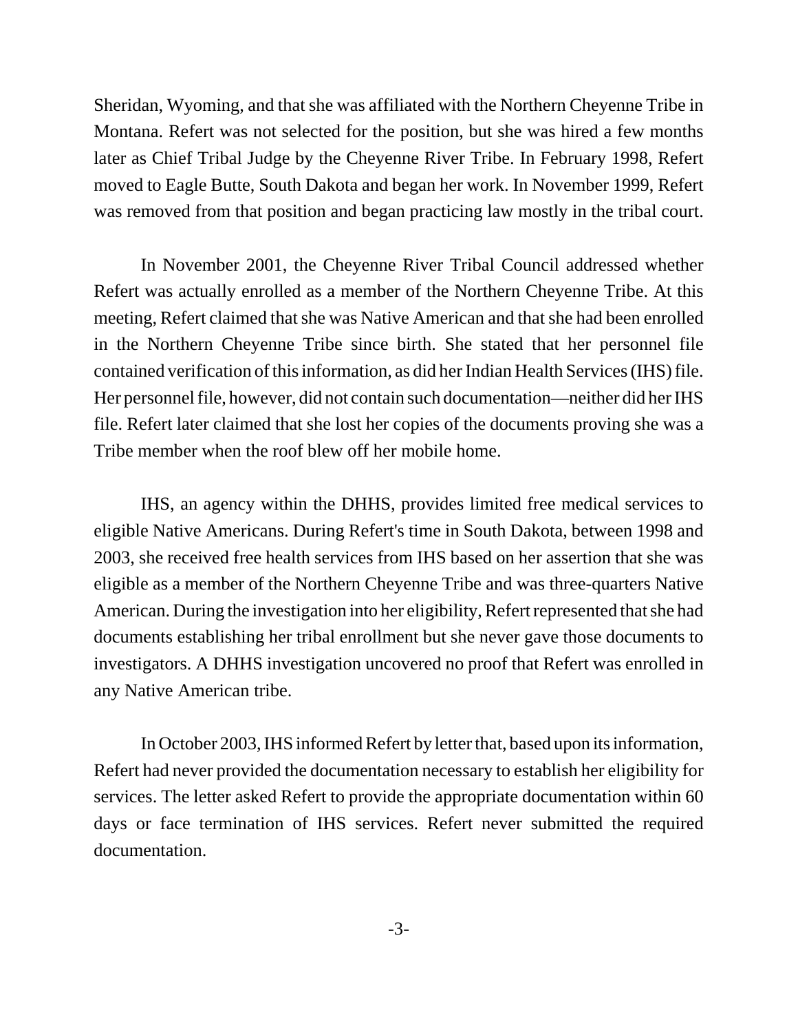Sheridan, Wyoming, and that she was affiliated with the Northern Cheyenne Tribe in Montana. Refert was not selected for the position, but she was hired a few months later as Chief Tribal Judge by the Cheyenne River Tribe. In February 1998, Refert moved to Eagle Butte, South Dakota and began her work. In November 1999, Refert was removed from that position and began practicing law mostly in the tribal court.

In November 2001, the Cheyenne River Tribal Council addressed whether Refert was actually enrolled as a member of the Northern Cheyenne Tribe. At this meeting, Refert claimed that she was Native American and that she had been enrolled in the Northern Cheyenne Tribe since birth. She stated that her personnel file contained verification of this information, as did her Indian Health Services (IHS) file. Her personnel file, however, did not contain such documentation—neither did her IHS file. Refert later claimed that she lost her copies of the documents proving she was a Tribe member when the roof blew off her mobile home.

IHS, an agency within the DHHS, provides limited free medical services to eligible Native Americans. During Refert's time in South Dakota, between 1998 and 2003, she received free health services from IHS based on her assertion that she was eligible as a member of the Northern Cheyenne Tribe and was three-quarters Native American. During the investigation into her eligibility, Refert represented that she had documents establishing her tribal enrollment but she never gave those documents to investigators. A DHHS investigation uncovered no proof that Refert was enrolled in any Native American tribe.

In October 2003, IHS informed Refert by letter that, based upon its information, Refert had never provided the documentation necessary to establish her eligibility for services. The letter asked Refert to provide the appropriate documentation within 60 days or face termination of IHS services. Refert never submitted the required documentation.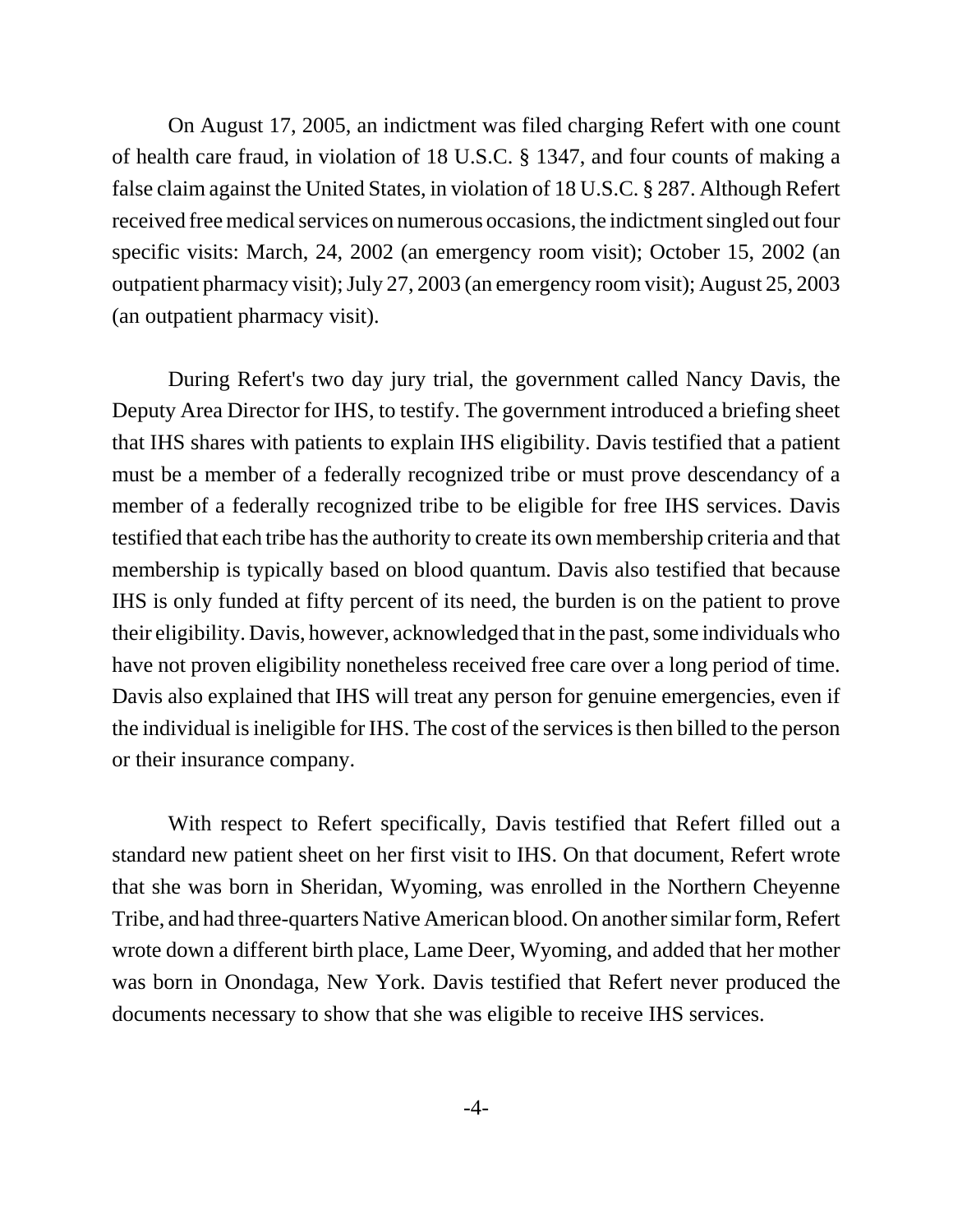On August 17, 2005, an indictment was filed charging Refert with one count of health care fraud, in violation of 18 U.S.C. § 1347, and four counts of making a false claim against the United States, in violation of 18 U.S.C. § 287. Although Refert received free medical services on numerous occasions, the indictment singled out four specific visits: March, 24, 2002 (an emergency room visit); October 15, 2002 (an outpatient pharmacy visit); July 27, 2003 (an emergency room visit); August 25, 2003 (an outpatient pharmacy visit).

During Refert's two day jury trial, the government called Nancy Davis, the Deputy Area Director for IHS, to testify. The government introduced a briefing sheet that IHS shares with patients to explain IHS eligibility. Davis testified that a patient must be a member of a federally recognized tribe or must prove descendancy of a member of a federally recognized tribe to be eligible for free IHS services. Davis testified that each tribe has the authority to create its own membership criteria and that membership is typically based on blood quantum. Davis also testified that because IHS is only funded at fifty percent of its need, the burden is on the patient to prove their eligibility. Davis, however, acknowledged that in the past, some individuals who have not proven eligibility nonetheless received free care over a long period of time. Davis also explained that IHS will treat any person for genuine emergencies, even if the individual is ineligible for IHS. The cost of the services is then billed to the person or their insurance company.

With respect to Refert specifically, Davis testified that Refert filled out a standard new patient sheet on her first visit to IHS. On that document, Refert wrote that she was born in Sheridan, Wyoming, was enrolled in the Northern Cheyenne Tribe, and had three-quarters Native American blood. On another similar form, Refert wrote down a different birth place, Lame Deer, Wyoming, and added that her mother was born in Onondaga, New York. Davis testified that Refert never produced the documents necessary to show that she was eligible to receive IHS services.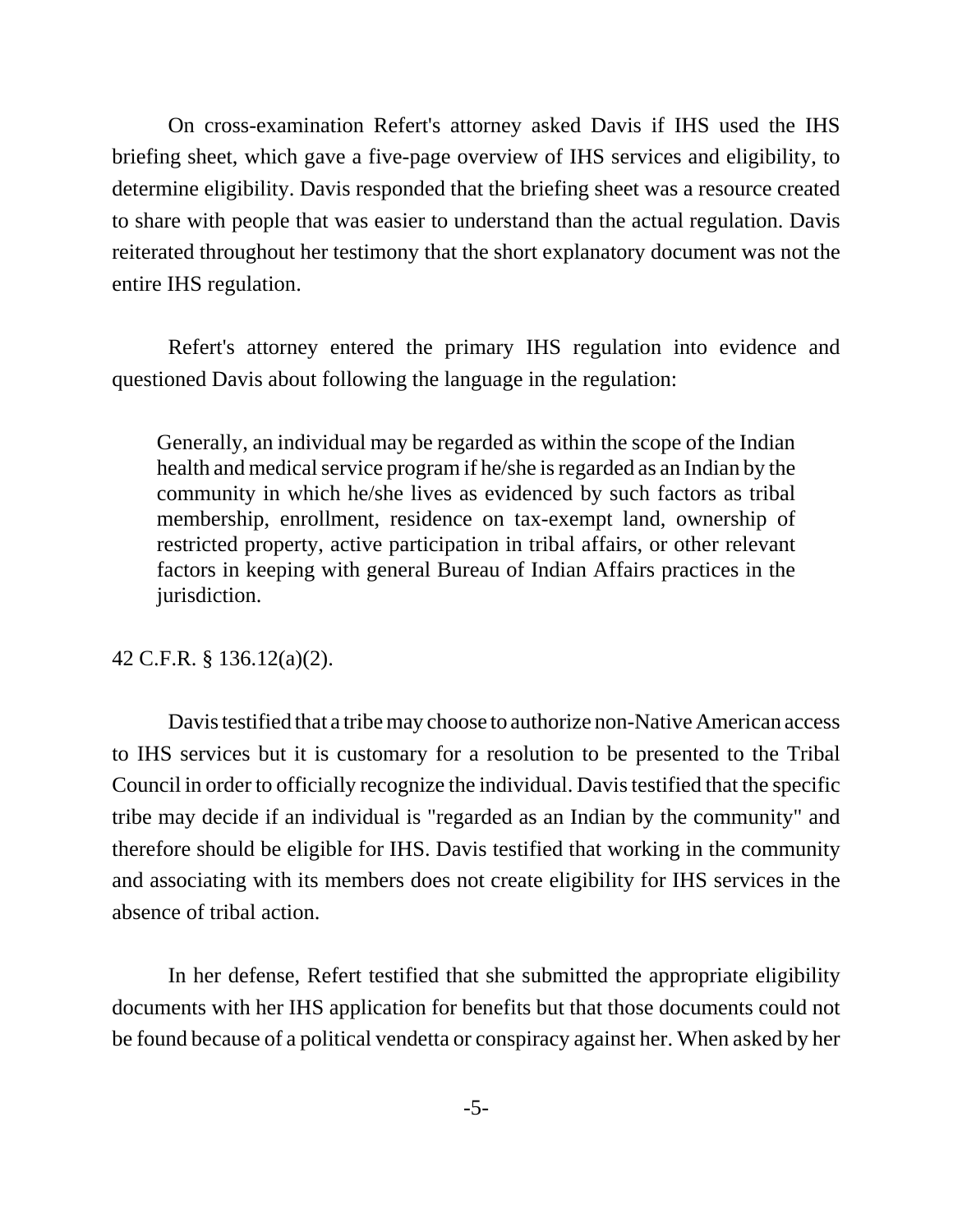On cross-examination Refert's attorney asked Davis if IHS used the IHS briefing sheet, which gave a five-page overview of IHS services and eligibility, to determine eligibility. Davis responded that the briefing sheet was a resource created to share with people that was easier to understand than the actual regulation. Davis reiterated throughout her testimony that the short explanatory document was not the entire IHS regulation.

Refert's attorney entered the primary IHS regulation into evidence and questioned Davis about following the language in the regulation:

> Generally, an individual may be regarded as within the scope of the Indian health and medical service program if he/she is regarded as an Indian by the community in which he/she lives as evidenced by such factors as tribal membership, enrollment, residence on tax-exempt land, ownership of restricted property, active participation in tribal affairs, or other relevant factors in keeping with general Bureau of Indian Affairs practices in the jurisdiction.

42 C.F.R. § 136.12(a)(2).

Davis testified that a tribe may choose to authorize non-Native American access to IHS services but it is customary for a resolution to be presented to the Tribal Council in order to officially recognize the individual. Davis testified that the specific tribe may decide if an individual is "regarded as an Indian by the community" and therefore should be eligible for IHS. Davis testified that working in the community and associating with its members does not create eligibility for IHS services in the absence of tribal action.

In her defense, Refert testified that she submitted the appropriate eligibility documents with her IHS application for benefits but that those documents could not be found because of a political vendetta or conspiracy against her. When asked by her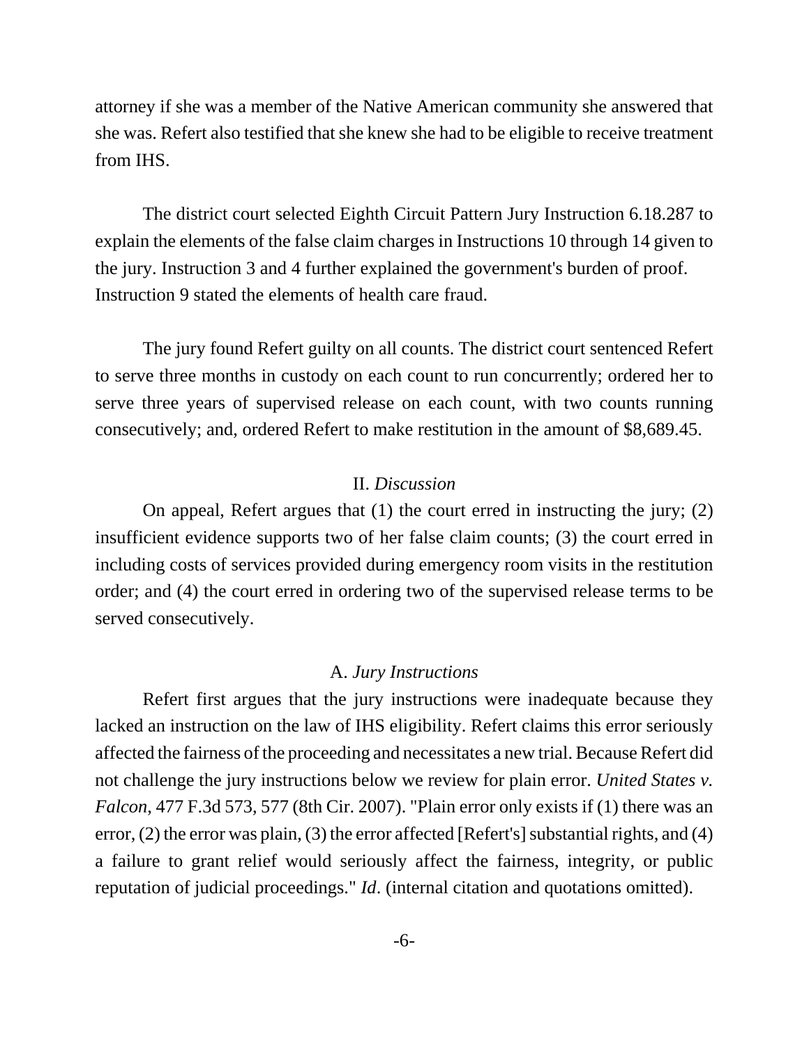attorney if she was a member of the Native American community she answered that she was. Refert also testified that she knew she had to be eligible to receive treatment from IHS.

The district court selected Eighth Circuit Pattern Jury Instruction 6.18.287 to explain the elements of the false claim charges in Instructions 10 through 14 given to the jury. Instruction 3 and 4 further explained the government's burden of proof. Instruction 9 stated the elements of health care fraud.

The jury found Refert guilty on all counts. The district court sentenced Refert to serve three months in custody on each count to run concurrently; ordered her to serve three years of supervised release on each count, with two counts running consecutively; and, ordered Refert to make restitution in the amount of $8,689.45.

## II. *Discussion*

On appeal, Refert argues that (1) the court erred in instructing the jury; (2) insufficient evidence supports two of her false claim counts; (3) the court erred in including costs of services provided during emergency room visits in the restitution order; and (4) the court erred in ordering two of the supervised release terms to be served consecutively.

### A. *Jury Instructions*

Refert first argues that the jury instructions were inadequate because they lacked an instruction on the law of IHS eligibility. Refert claims this error seriously affected the fairness of the proceeding and necessitates a new trial. Because Refert did not challenge the jury instructions below we review for plain error. *United States v. Falcon*, 477 F.3d 573, 577 (8th Cir. 2007). "Plain error only exists if (1) there was an error, (2) the error was plain, (3) the error affected [Refert's] substantial rights, and (4) a failure to grant relief would seriously affect the fairness, integrity, or public reputation of judicial proceedings." *Id*. (internal citation and quotations omitted).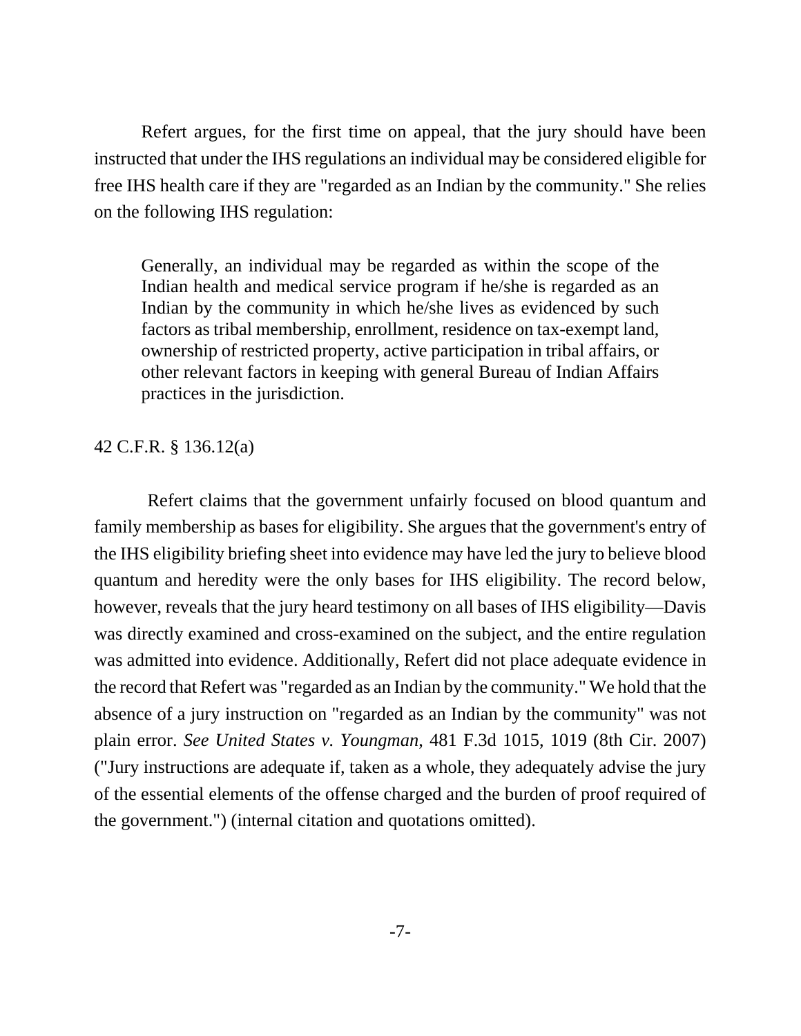Refert argues, for the first time on appeal, that the jury should have been instructed that under the IHS regulations an individual may be considered eligible for free IHS health care if they are "regarded as an Indian by the community." She relies on the following IHS regulation:

> Generally, an individual may be regarded as within the scope of the Indian health and medical service program if he/she is regarded as an Indian by the community in which he/she lives as evidenced by such factors as tribal membership, enrollment, residence on tax-exempt land, ownership of restricted property, active participation in tribal affairs, or other relevant factors in keeping with general Bureau of Indian Affairs practices in the jurisdiction.

42 C.F.R. § 136.12(a)

Refert claims that the government unfairly focused on blood quantum and family membership as bases for eligibility. She argues that the government's entry of the IHS eligibility briefing sheet into evidence may have led the jury to believe blood quantum and heredity were the only bases for IHS eligibility. The record below, however, reveals that the jury heard testimony on all bases of IHS eligibility—Davis was directly examined and cross-examined on the subject, and the entire regulation was admitted into evidence. Additionally, Refert did not place adequate evidence in the record that Refert was "regarded as an Indian by the community." We hold that the absence of a jury instruction on "regarded as an Indian by the community" was not plain error. *See United States v. Youngman*, 481 F.3d 1015, 1019 (8th Cir. 2007) ("Jury instructions are adequate if, taken as a whole, they adequately advise the jury of the essential elements of the offense charged and the burden of proof required of the government.") (internal citation and quotations omitted).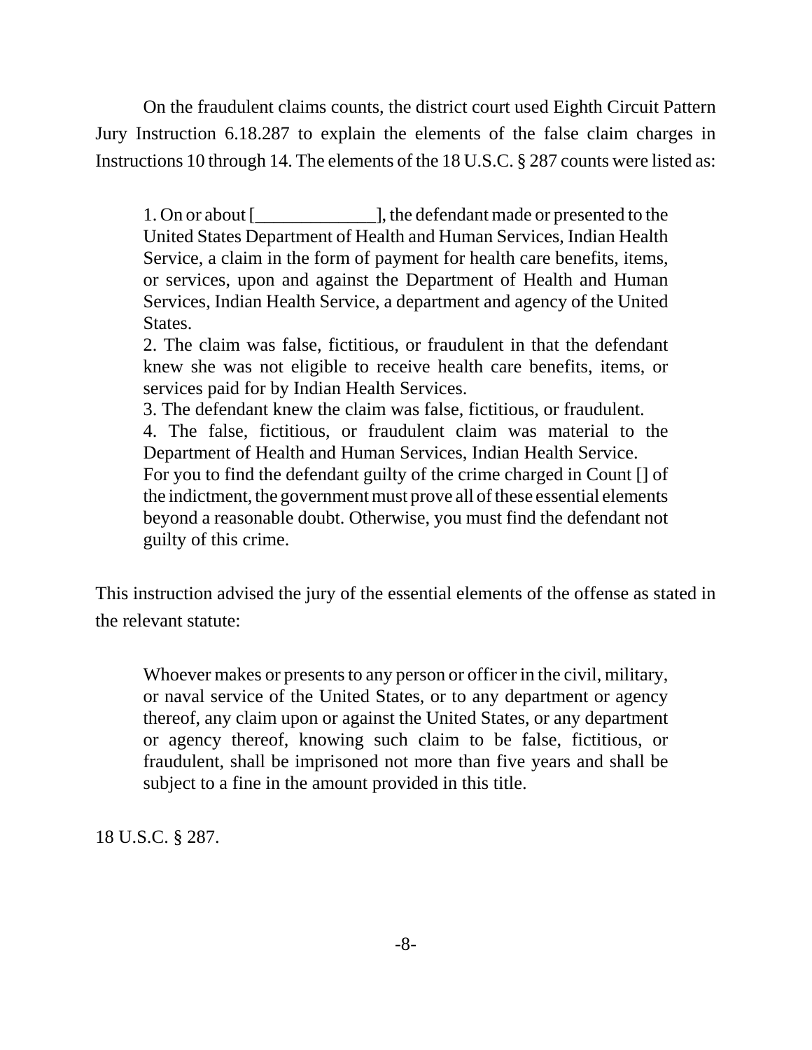On the fraudulent claims counts, the district court used Eighth Circuit Pattern Jury Instruction 6.18.287 to explain the elements of the false claim charges in Instructions 10 through 14. The elements of the 18 U.S.C. § 287 counts were listed as:

> 1. On or about [_____________], the defendant made or presented to the United States Department of Health and Human Services, Indian Health Service, a claim in the form of payment for health care benefits, items, or services, upon and against the Department of Health and Human Services, Indian Health Service, a department and agency of the United States.
> 2. The claim was false, fictitious, or fraudulent in that the defendant knew she was not eligible to receive health care benefits, items, or services paid for by Indian Health Services.
> 3. The defendant knew the claim was false, fictitious, or fraudulent.
> 4. The false, fictitious, or fraudulent claim was material to the Department of Health and Human Services, Indian Health Service.
>
> For you to find the defendant guilty of the crime charged in Count [] of the indictment, the government must prove all of these essential elements beyond a reasonable doubt. Otherwise, you must find the defendant not guilty of this crime.

This instruction advised the jury of the essential elements of the offense as stated in the relevant statute:

> Whoever makes or presents to any person or officer in the civil, military, or naval service of the United States, or to any department or agency thereof, any claim upon or against the United States, or any department or agency thereof, knowing such claim to be false, fictitious, or fraudulent, shall be imprisoned not more than five years and shall be subject to a fine in the amount provided in this title.

18 U.S.C. § 287.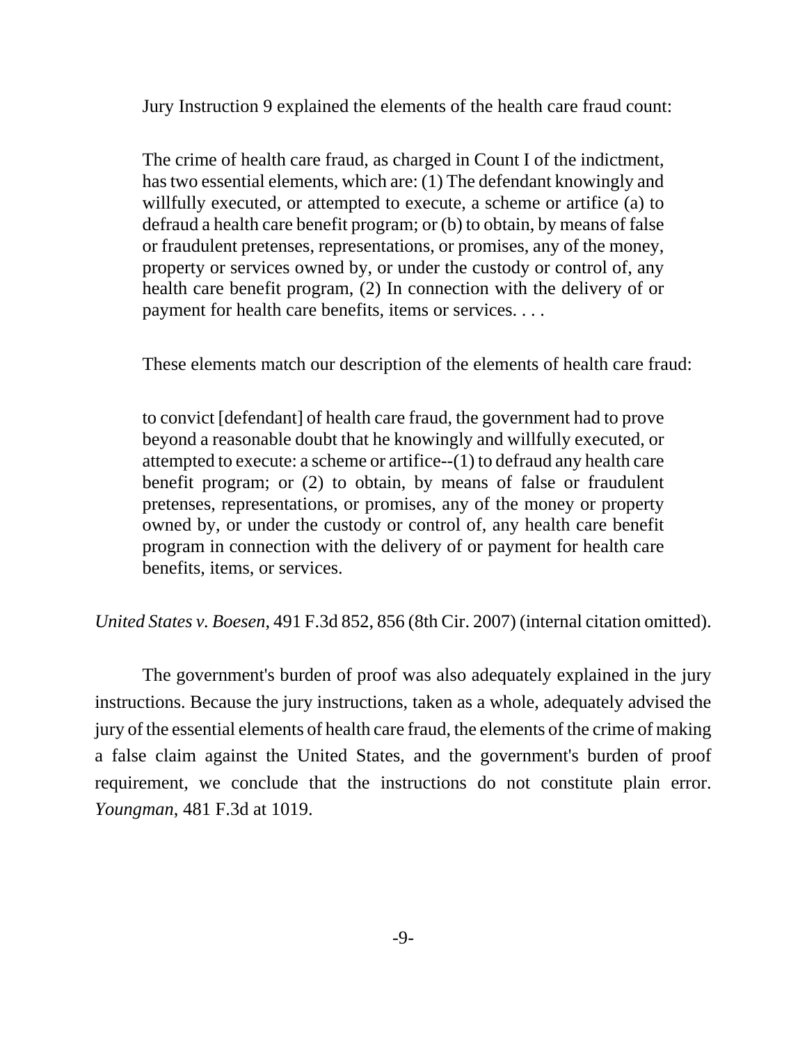Jury Instruction 9 explained the elements of the health care fraud count:

> The crime of health care fraud, as charged in Count I of the indictment, has two essential elements, which are: (1) The defendant knowingly and willfully executed, or attempted to execute, a scheme or artifice (a) to defraud a health care benefit program; or (b) to obtain, by means of false or fraudulent pretenses, representations, or promises, any of the money, property or services owned by, or under the custody or control of, any health care benefit program, (2) In connection with the delivery of or payment for health care benefits, items or services. . . .

These elements match our description of the elements of health care fraud:

> to convict [defendant] of health care fraud, the government had to prove beyond a reasonable doubt that he knowingly and willfully executed, or attempted to execute: a scheme or artifice--(1) to defraud any health care benefit program; or (2) to obtain, by means of false or fraudulent pretenses, representations, or promises, any of the money or property owned by, or under the custody or control of, any health care benefit program in connection with the delivery of or payment for health care benefits, items, or services.

*United States v. Boesen*, 491 F.3d 852, 856 (8th Cir. 2007) (internal citation omitted).

The government's burden of proof was also adequately explained in the jury instructions. Because the jury instructions, taken as a whole, adequately advised the jury of the essential elements of health care fraud, the elements of the crime of making a false claim against the United States, and the government's burden of proof requirement, we conclude that the instructions do not constitute plain error. *Youngman*, 481 F.3d at 1019.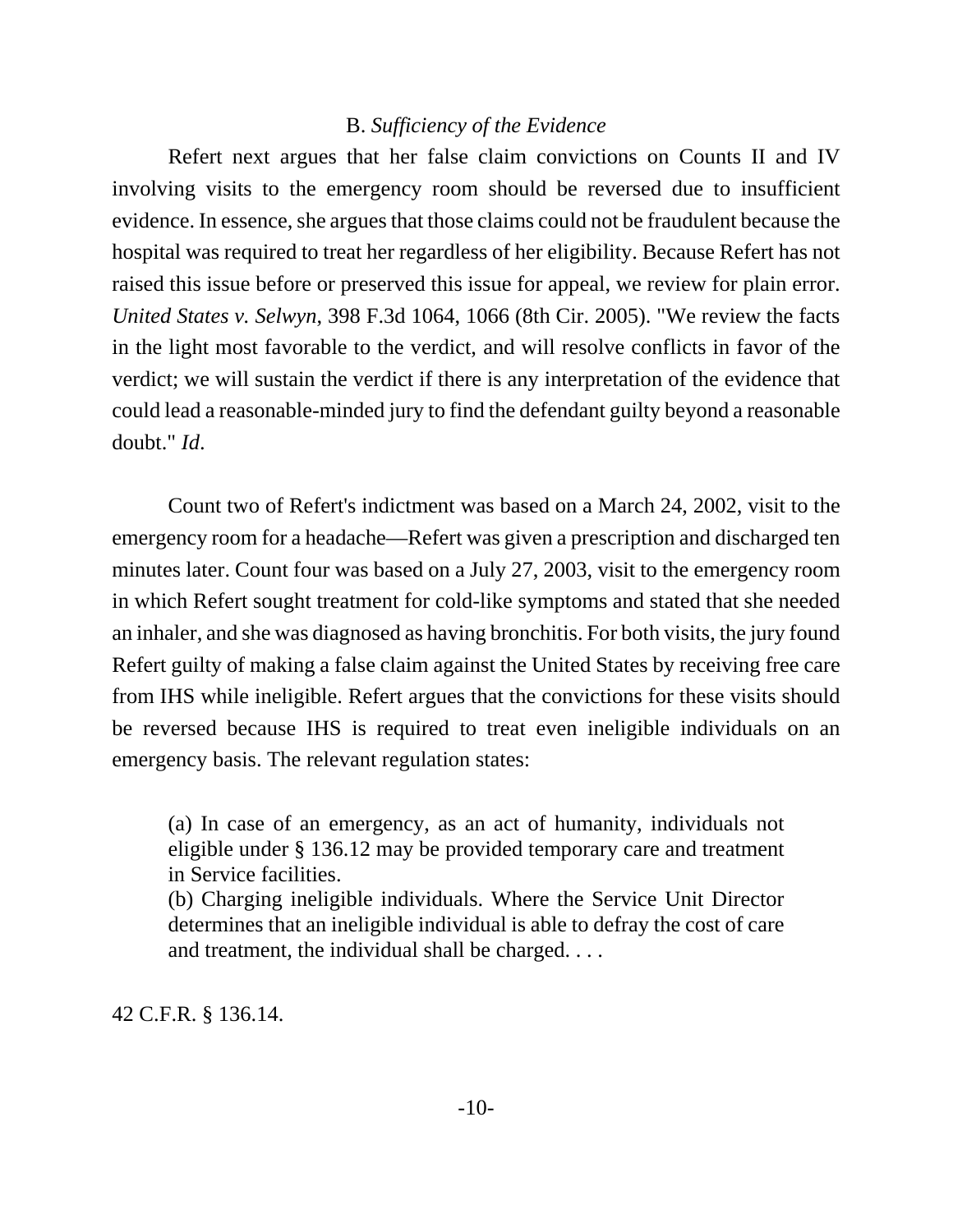### B. *Sufficiency of the Evidence*

Refert next argues that her false claim convictions on Counts II and IV involving visits to the emergency room should be reversed due to insufficient evidence. In essence, she argues that those claims could not be fraudulent because the hospital was required to treat her regardless of her eligibility. Because Refert has not raised this issue before or preserved this issue for appeal, we review for plain error. *United States v. Selwyn*, 398 F.3d 1064, 1066 (8th Cir. 2005). "We review the facts in the light most favorable to the verdict, and will resolve conflicts in favor of the verdict; we will sustain the verdict if there is any interpretation of the evidence that could lead a reasonable-minded jury to find the defendant guilty beyond a reasonable doubt." *Id*.

Count two of Refert's indictment was based on a March 24, 2002, visit to the emergency room for a headache—Refert was given a prescription and discharged ten minutes later. Count four was based on a July 27, 2003, visit to the emergency room in which Refert sought treatment for cold-like symptoms and stated that she needed an inhaler, and she was diagnosed as having bronchitis. For both visits, the jury found Refert guilty of making a false claim against the United States by receiving free care from IHS while ineligible. Refert argues that the convictions for these visits should be reversed because IHS is required to treat even ineligible individuals on an emergency basis. The relevant regulation states:

> (a) In case of an emergency, as an act of humanity, individuals not eligible under § 136.12 may be provided temporary care and treatment in Service facilities.
> (b) Charging ineligible individuals. Where the Service Unit Director determines that an ineligible individual is able to defray the cost of care and treatment, the individual shall be charged. . . .

42 C.F.R. § 136.14.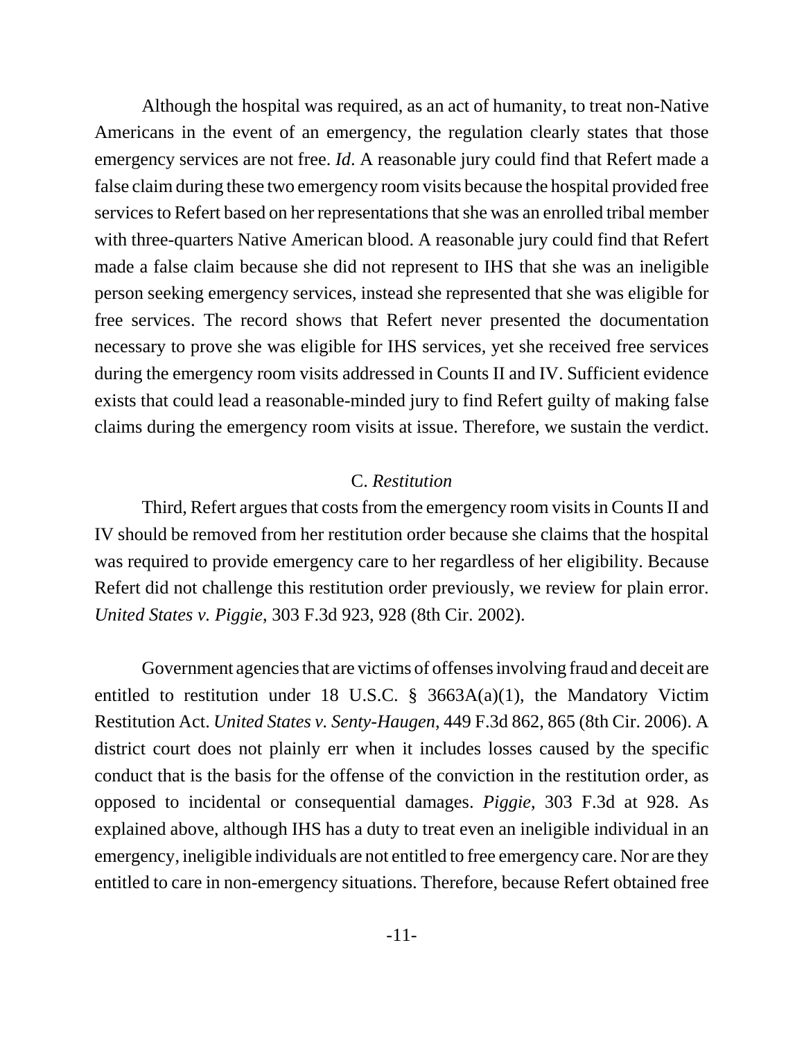Although the hospital was required, as an act of humanity, to treat non-Native Americans in the event of an emergency, the regulation clearly states that those emergency services are not free. *Id*. A reasonable jury could find that Refert made a false claim during these two emergency room visits because the hospital provided free services to Refert based on her representations that she was an enrolled tribal member with three-quarters Native American blood. A reasonable jury could find that Refert made a false claim because she did not represent to IHS that she was an ineligible person seeking emergency services, instead she represented that she was eligible for free services. The record shows that Refert never presented the documentation necessary to prove she was eligible for IHS services, yet she received free services during the emergency room visits addressed in Counts II and IV. Sufficient evidence exists that could lead a reasonable-minded jury to find Refert guilty of making false claims during the emergency room visits at issue. Therefore, we sustain the verdict.

### C. *Restitution*

Third, Refert argues that costs from the emergency room visits in Counts II and IV should be removed from her restitution order because she claims that the hospital was required to provide emergency care to her regardless of her eligibility. Because Refert did not challenge this restitution order previously, we review for plain error. *United States v. Piggie*, 303 F.3d 923, 928 (8th Cir. 2002).

Government agencies that are victims of offenses involving fraud and deceit are entitled to restitution under 18 U.S.C. § 3663A(a)(1), the Mandatory Victim Restitution Act. *United States v. Senty-Haugen*, 449 F.3d 862, 865 (8th Cir. 2006). A district court does not plainly err when it includes losses caused by the specific conduct that is the basis for the offense of the conviction in the restitution order, as opposed to incidental or consequential damages. *Piggie*, 303 F.3d at 928. As explained above, although IHS has a duty to treat even an ineligible individual in an emergency, ineligible individuals are not entitled to free emergency care. Nor are they entitled to care in non-emergency situations. Therefore, because Refert obtained free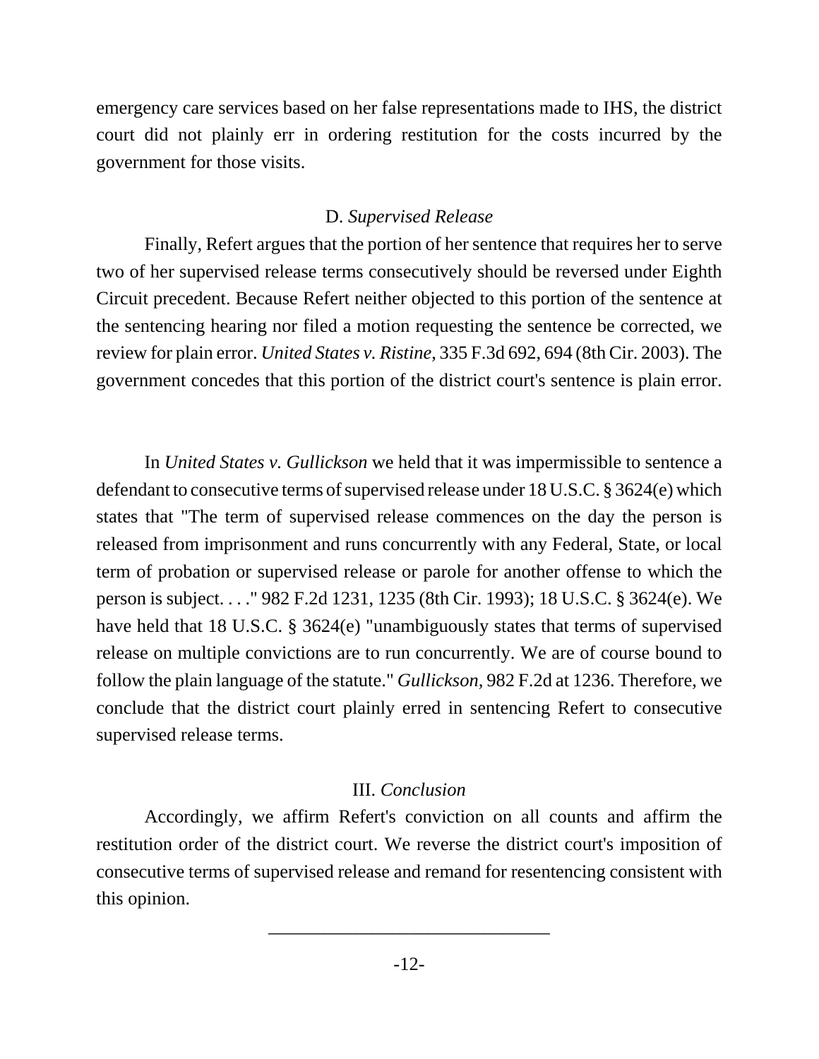emergency care services based on her false representations made to IHS, the district court did not plainly err in ordering restitution for the costs incurred by the government for those visits.

### D. *Supervised Release*

Finally, Refert argues that the portion of her sentence that requires her to serve two of her supervised release terms consecutively should be reversed under Eighth Circuit precedent. Because Refert neither objected to this portion of the sentence at the sentencing hearing nor filed a motion requesting the sentence be corrected, we review for plain error. *United States v. Ristine*, 335 F.3d 692, 694 (8th Cir. 2003). The government concedes that this portion of the district court's sentence is plain error.

In *United States v. Gullickson* we held that it was impermissible to sentence a defendant to consecutive terms of supervised release under 18 U.S.C. § 3624(e) which states that "The term of supervised release commences on the day the person is released from imprisonment and runs concurrently with any Federal, State, or local term of probation or supervised release or parole for another offense to which the person is subject. . . ." 982 F.2d 1231, 1235 (8th Cir. 1993); 18 U.S.C. § 3624(e). We have held that 18 U.S.C. § 3624(e) "unambiguously states that terms of supervised release on multiple convictions are to run concurrently. We are of course bound to follow the plain language of the statute." *Gullickson*, 982 F.2d at 1236. Therefore, we conclude that the district court plainly erred in sentencing Refert to consecutive supervised release terms.

### III. *Conclusion*

Accordingly, we affirm Refert's conviction on all counts and affirm the restitution order of the district court. We reverse the district court's imposition of consecutive terms of supervised release and remand for resentencing consistent with this opinion.

______________________________